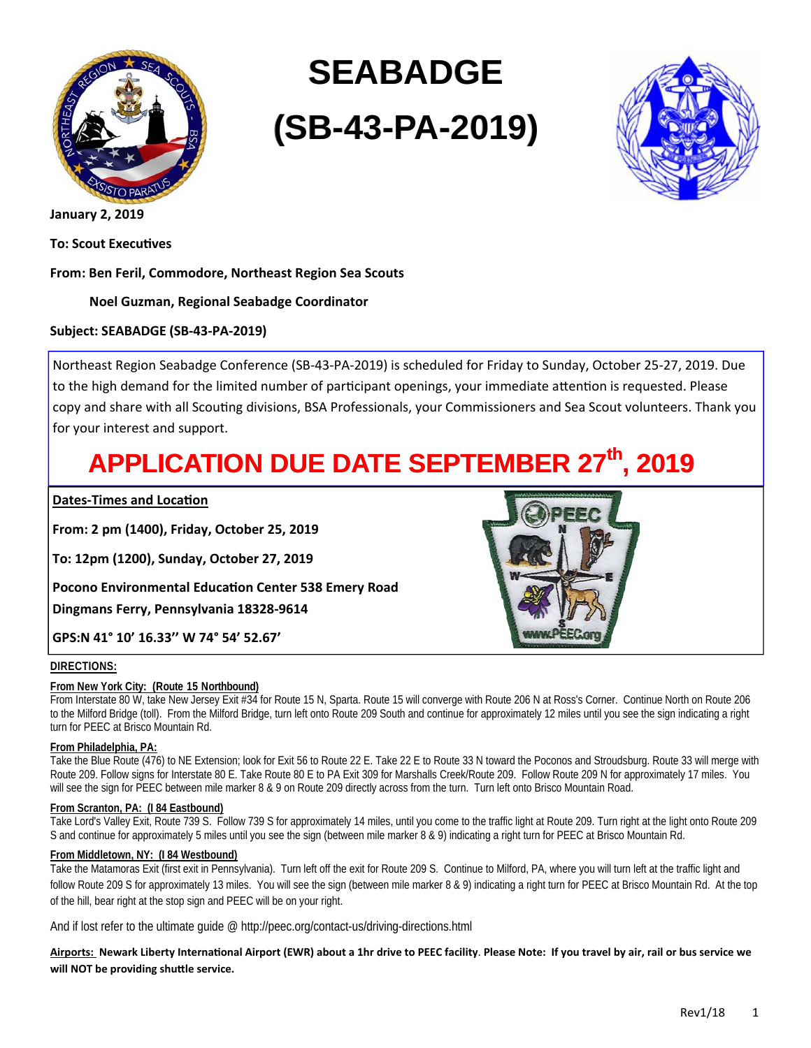# SEABADGE

# (SB-43-PA-2019)

**January 2, 2019**

**To: Scout Executives**

**From: Ben Feril, Commodore, Northeast Region Sea Scouts**

**Noel Guzman, Regional Seabadge Coordinator**

**Subject: SEABADGE (SB-43-PA-2019)**

Northeast Region Seabadge Conference (SB-43-PA-2019) is scheduled for Friday to Sunday, October 25-27, 2019. Due to the high demand for the limited number of participant openings, your immediate attention is requested. Please copy and share with all Scouting divisions, BSA Professionals, your Commissioners and Sea Scout volunteers. Thank you for your interest and support.

## APPLICATION DUE DATE SEPTEMBER 27th, 2019

**Dates-Times and Location**

**From: 2 pm (1400), Friday, October 25, 2019**

**To: 12pm (1200), Sunday, October 27, 2019**

**Pocono Environmental Education Center 538 Emery Road**

**Dingmans Ferry, Pennsylvania 18328-9614**

**GPS:N 41° 10' 16.33'' W 74° 54' 52.67'**

**DIRECTIONS:**

**From New York City: (Route 15 Northbound)**

From Interstate 80 W, take New Jersey Exit #34 for Route 15 N, Sparta. Route 15 will converge with Route 206 N at Ross's Corner. Continue North on Route 206 to the Milford Bridge (toll). From the Milford Bridge, turn left onto Route 209 South and continue for approximately 12 miles until you see the sign indicating a right turn for PEEC at Brisco Mountain Rd.

**From Philadelphia, PA:**

Take the Blue Route (476) to NE Extension; look for Exit 56 to Route 22 E. Take 22 E to Route 33 N toward the Poconos and Stroudsburg. Route 33 will merge with Route 209. Follow signs for Interstate 80 E. Take Route 80 E to PA Exit 309 for Marshalls Creek/Route 209. Follow Route 209 N for approximately 17 miles. You will see the sign for PEEC between mile marker 8 & 9 on Route 209 directly across from the turn. Turn left onto Brisco Mountain Road.

**From Scranton, PA: (I 84 Eastbound)**

Take Lord's Valley Exit, Route 739 S. Follow 739 S for approximately 14 miles, until you come to the traffic light at Route 209. Turn right at the light onto Route 209 S and continue for approximately 5 miles until you see the sign (between mile marker 8 & 9) indicating a right turn for PEEC at Brisco Mountain Rd.

**From Middletown, NY: (I 84 Westbound)**

Take the Matamoras Exit (first exit in Pennsylvania). Turn left off the exit for Route 209 S. Continue to Milford, PA, where you will turn left at the traffic light and follow Route 209 S for approximately 13 miles. You will see the sign (between mile marker 8 & 9) indicating a right turn for PEEC at Brisco Mountain Rd. At the top of the hill, bear right at the stop sign and PEEC will be on your right.

And if lost refer to the ultimate guide @ http://peec.org/contact-us/driving-directions.html

**Airports: Newark Liberty International Airport (EWR) about a 1hr drive to PEEC facility. Please Note: If you travel by air, rail or bus service we will NOT be providing shuttle service.**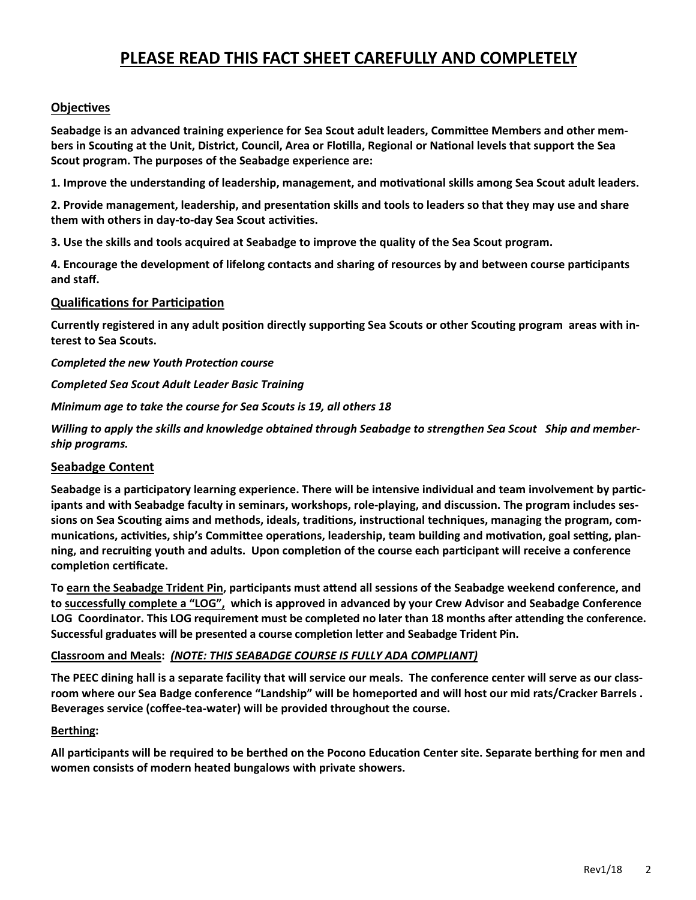# PLEASE READ THIS FACT SHEET CAREFULLY AND COMPLETELY

## Objectives

**Seabadge is an advanced training experience for Sea Scout adult leaders, Committee Members and other members in Scouting at the Unit, District, Council, Area or Flotilla, Regional or National levels that support the Sea Scout program. The purposes of the Seabadge experience are:**

**1. Improve the understanding of leadership, management, and motivational skills among Sea Scout adult leaders.**

**2. Provide management, leadership, and presentation skills and tools to leaders so that they may use and share them with others in day-to-day Sea Scout activities.**

**3. Use the skills and tools acquired at Seabadge to improve the quality of the Sea Scout program.**

**4. Encourage the development of lifelong contacts and sharing of resources by and between course participants and staff.**

## Qualifications for Participation

**Currently registered in any adult position directly supporting Sea Scouts or other Scouting program areas with interest to Sea Scouts.**

***Completed the new Youth Protection course***

***Completed Sea Scout Adult Leader Basic Training***

***Minimum age to take the course for Sea Scouts is 19, all others 18***

***Willing to apply the skills and knowledge obtained through Seabadge to strengthen Sea Scout Ship and membership programs.***

## Seabadge Content

**Seabadge is a participatory learning experience. There will be intensive individual and team involvement by participants and with Seabadge faculty in seminars, workshops, role-playing, and discussion. The program includes sessions on Sea Scouting aims and methods, ideals, traditions, instructional techniques, managing the program, communications, activities, ship's Committee operations, leadership, team building and motivation, goal setting, planning, and recruiting youth and adults. Upon completion of the course each participant will receive a conference completion certificate.**

**To <u>earn the Seabadge Trident Pin</u>, participants must attend all sessions of the Seabadge weekend conference, and to <u>successfully complete a "LOG",</u> which is approved in advanced by your Crew Advisor and Seabadge Conference LOG Coordinator. This LOG requirement must be completed no later than 18 months after attending the conference. Successful graduates will be presented a course completion letter and Seabadge Trident Pin.**

**<u>Classroom and Meals</u>: *<u>(NOTE: THIS SEABADGE COURSE IS FULLY ADA COMPLIANT)</u>***

**The PEEC dining hall is a separate facility that will service our meals. The conference center will serve as our classroom where our Sea Badge conference "Landship" will be homeported and will host our mid rats/Cracker Barrels . Beverages service (coffee-tea-water) will be provided throughout the course.**

**<u>Berthing</u>:**

**All participants will be required to be berthed on the Pocono Education Center site. Separate berthing for men and women consists of modern heated bungalows with private showers.**

Rev1/18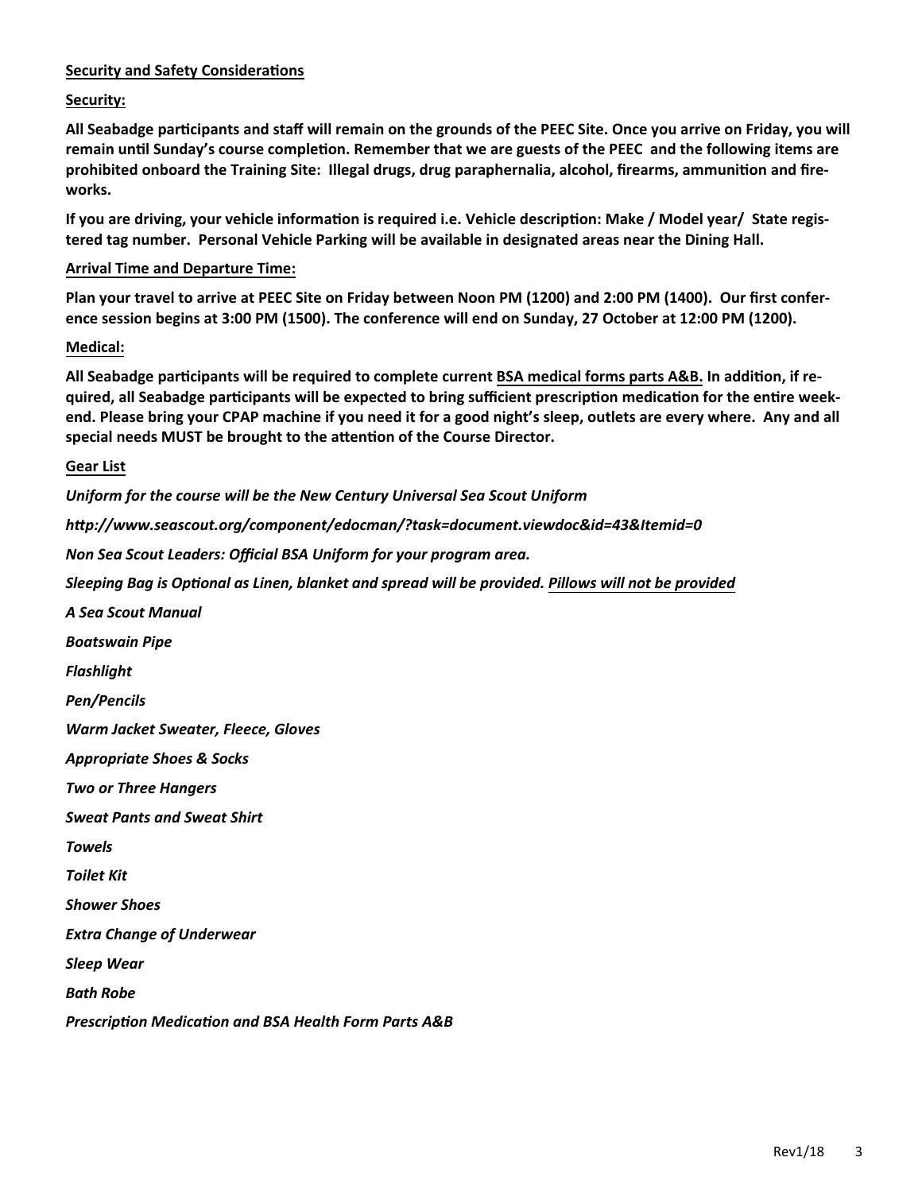**Security and Safety Considerations**

**Security:**

**All Seabadge participants and staff will remain on the grounds of the PEEC Site. Once you arrive on Friday, you will remain until Sunday's course completion. Remember that we are guests of the PEEC and the following items are prohibited onboard the Training Site: Illegal drugs, drug paraphernalia, alcohol, firearms, ammunition and fireworks.**

**If you are driving, your vehicle information is required i.e. Vehicle description: Make / Model year/ State registered tag number. Personal Vehicle Parking will be available in designated areas near the Dining Hall.**

**Arrival Time and Departure Time:**

**Plan your travel to arrive at PEEC Site on Friday between Noon PM (1200) and 2:00 PM (1400). Our first conference session begins at 3:00 PM (1500). The conference will end on Sunday, 27 October at 12:00 PM (1200).**

**Medical:**

**All Seabadge participants will be required to complete current BSA medical forms parts A&B. In addition, if required, all Seabadge participants will be expected to bring sufficient prescription medication for the entire weekend. Please bring your CPAP machine if you need it for a good night's sleep, outlets are every where. Any and all special needs MUST be brought to the attention of the Course Director.**

**Gear List**

***Uniform for the course will be the New Century Universal Sea Scout Uniform***

***http://www.seascout.org/component/edocman/?task=document.viewdoc&id=43&Itemid=0***

***Non Sea Scout Leaders: Official BSA Uniform for your program area.***

***Sleeping Bag is Optional as Linen, blanket and spread will be provided. Pillows will not be provided***

***A Sea Scout Manual***

***Boatswain Pipe***

***Flashlight***

***Pen/Pencils***

***Warm Jacket Sweater, Fleece, Gloves***

***Appropriate Shoes & Socks***

***Two or Three Hangers***

***Sweat Pants and Sweat Shirt***

***Towels***

***Toilet Kit***

***Shower Shoes***

***Extra Change of Underwear***

***Sleep Wear***

***Bath Robe***

***Prescription Medication and BSA Health Form Parts A&B***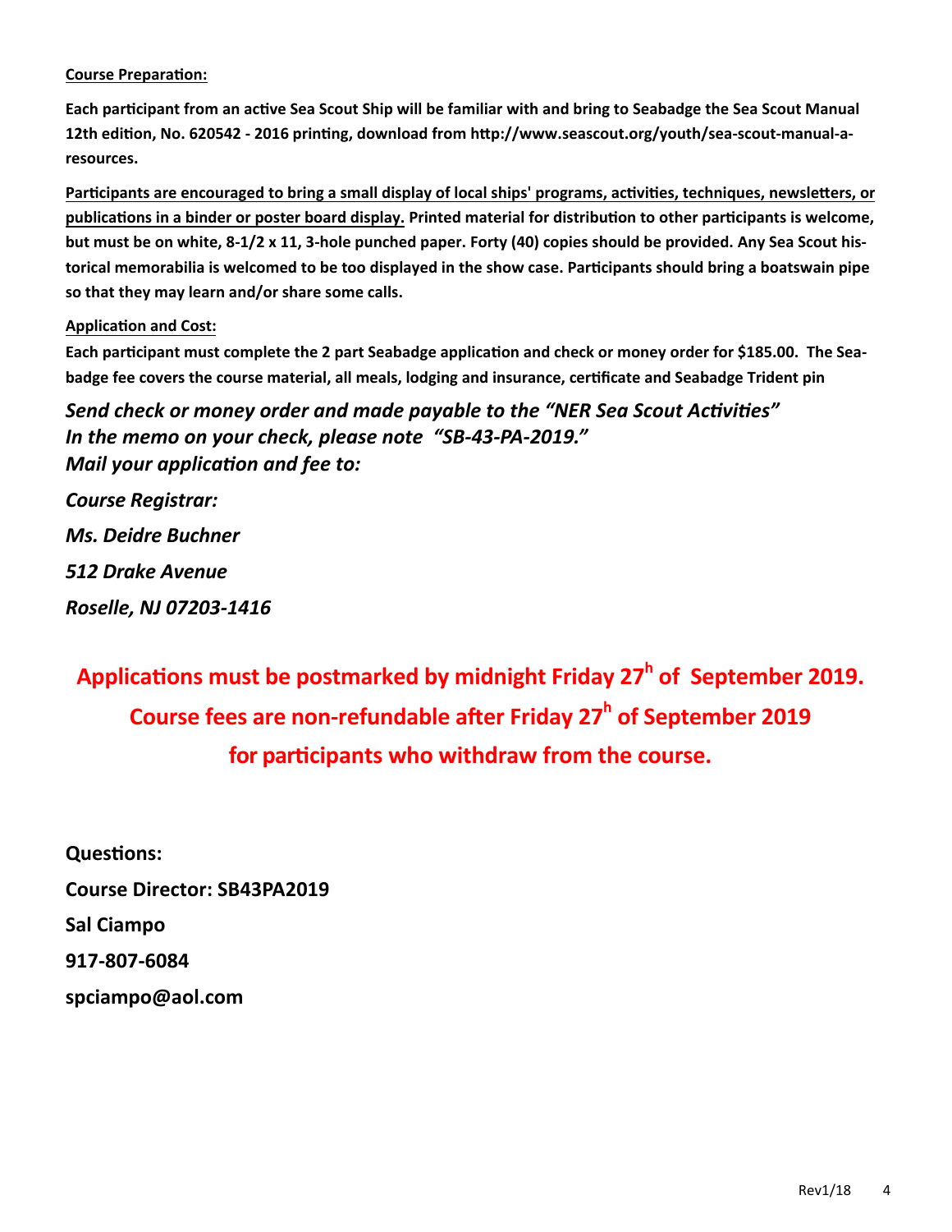**Course Preparation:**

**Each participant from an active Sea Scout Ship will be familiar with and bring to Seabadge the Sea Scout Manual 12th edition, No. 620542 - 2016 printing, download from http://www.seascout.org/youth/sea-scout-manual-a-resources.**

**Participants are encouraged to bring a small display of local ships' programs, activities, techniques, newsletters, or publications in a binder or poster board display.** **Printed material for distribution to other participants is welcome, but must be on white, 8-1/2 x 11, 3-hole punched paper. Forty (40) copies should be provided. Any Sea Scout historical memorabilia is welcomed to be too displayed in the show case. Participants should bring a boatswain pipe so that they may learn and/or share some calls.**

**Application and Cost:**

**Each participant must complete the 2 part Seabadge application and check or money order for $185.00. The Seabadge fee covers the course material, all meals, lodging and insurance, certificate and Seabadge Trident pin**

***Send check or money order and made payable to the "NER Sea Scout Activities"***
***In the memo on your check, please note "SB-43-PA-2019."***
***Mail your application and fee to:***

***Course Registrar:***

***Ms. Deidre Buchner***

***512 Drake Avenue***

***Roselle, NJ 07203-1416***

**Applications must be postmarked by midnight Friday 27h of September 2019.**
**Course fees are non-refundable after Friday 27h of September 2019**
**for participants who withdraw from the course.**

**Questions:**

**Course Director: SB43PA2019**

**Sal Ciampo**

**917-807-6084**

**spciampo@aol.com**

Rev1/18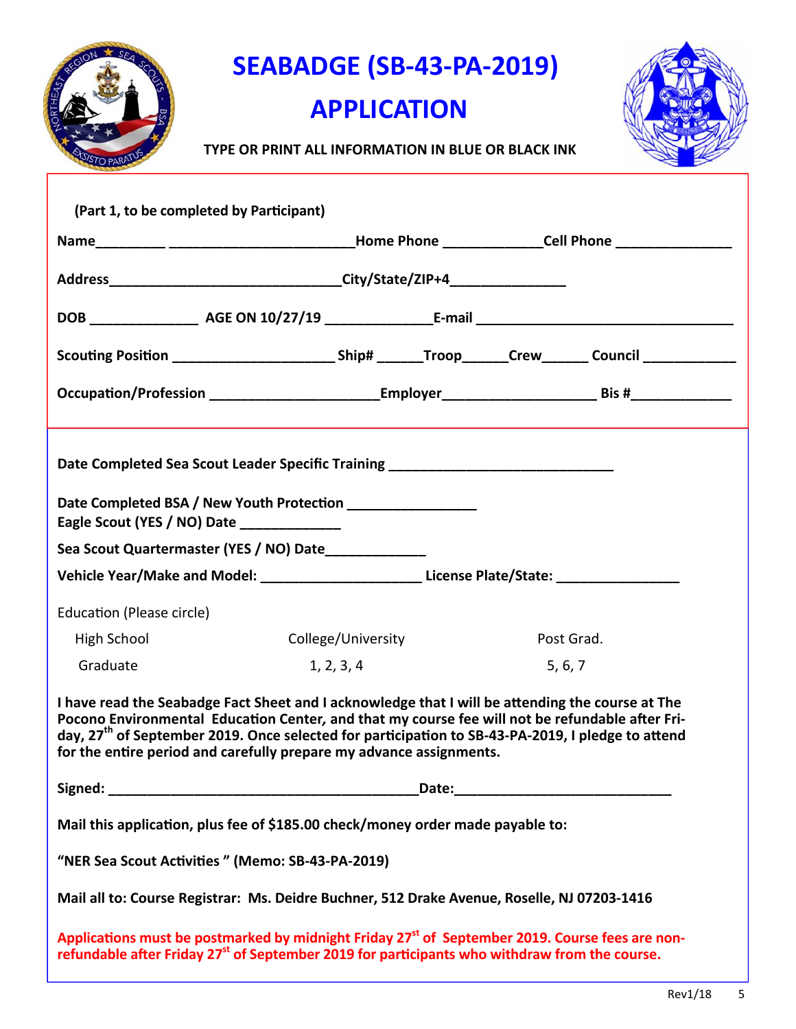# SEABADGE (SB-43-PA-2019)

# APPLICATION

**TYPE OR PRINT ALL INFORMATION IN BLUE OR BLACK INK**

**(Part 1, to be completed by Participant)**

**Name**_________ ________________________**Home Phone** ____________**Cell Phone** ______________

**Address**_____________________________**City/State/ZIP+4**______________

**DOB** _____________ **AGE ON 10/27/19** _____________**E-mail** _______________________________

**Scouting Position** ____________________ **Ship#** ______**Troop**______**Crew**______ **Council** ___________

**Occupation/Profession** ____________________**Employer**__________________ **Bis #**____________

**Date Completed Sea Scout Leader Specific Training** ____________________________

**Date Completed BSA / New Youth Protection** _______________

**Eagle Scout (YES / NO) Date** ____________

**Sea Scout Quartermaster (YES / NO) Date**____________

**Vehicle Year/Make and Model:** ____________________ **License Plate/State:** _______________

Education (Please circle)

| High School | College/University | Post Grad. |
|---|---|---|
| Graduate | 1, 2, 3, 4 | 5, 6, 7 |

**I have read the Seabadge Fact Sheet and I acknowledge that I will be attending the course at The Pocono Environmental Education Center, and that my course fee will not be refundable after Friday, 27th of September 2019. Once selected for participation to SB-43-PA-2019, I pledge to attend for the entire period and carefully prepare my advance assignments.**

**Signed:** ______________________________________**Date:**___________________________

**Mail this application, plus fee of $185.00 check/money order made payable to:**

**"NER Sea Scout Activities " (Memo: SB-43-PA-2019)**

**Mail all to: Course Registrar: Ms. Deidre Buchner, 512 Drake Avenue, Roselle, NJ 07203-1416**

**Applications must be postmarked by midnight Friday 27st of September 2019. Course fees are non-refundable after Friday 27st of September 2019 for participants who withdraw from the course.**

Rev1/18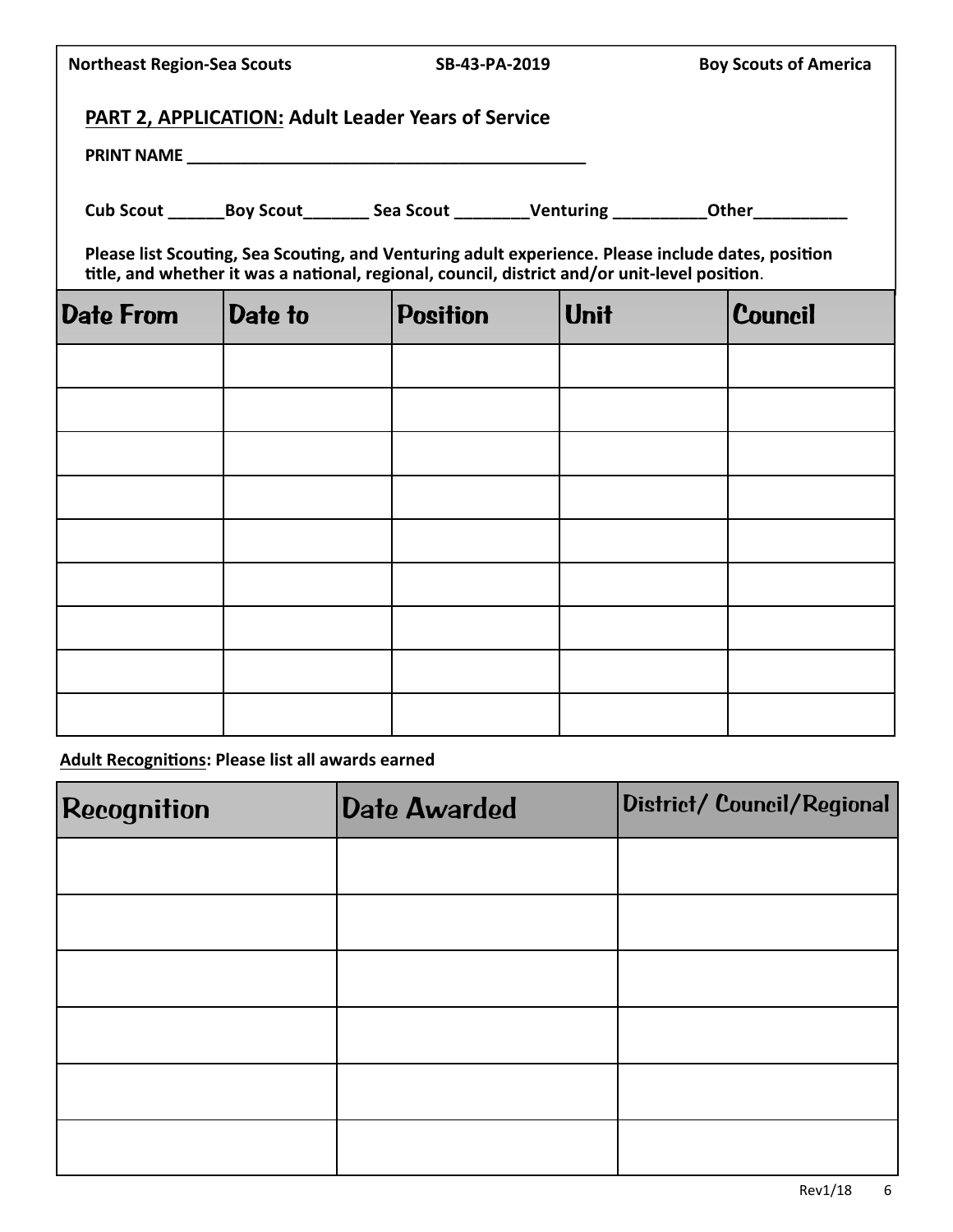Northeast Region-Sea Scouts SB-43-PA-2019 Boy Scouts of America

## PART 2, APPLICATION: Adult Leader Years of Service

**PRINT NAME ____________________________________________**

**Cub Scout ______Boy Scout_______ Sea Scout ________Venturing __________Other__________**

**Please list Scouting, Sea Scouting, and Venturing adult experience. Please include dates, position title, and whether it was a national, regional, council, district and/or unit-level position.**

| Date From | Date to | Position | Unit | Council |
|---|---|---|---|---|
| | | | | |
| | | | | |
| | | | | |
| | | | | |
| | | | | |
| | | | | |
| | | | | |
| | | | | |
| | | | | |

**Adult Recognitions: Please list all awards earned**

| Recognition | Date Awarded | District/ Council/Regional |
|---|---|---|
| | | |
| | | |
| | | |
| | | |
| | | |
| | | |

Rev1/18